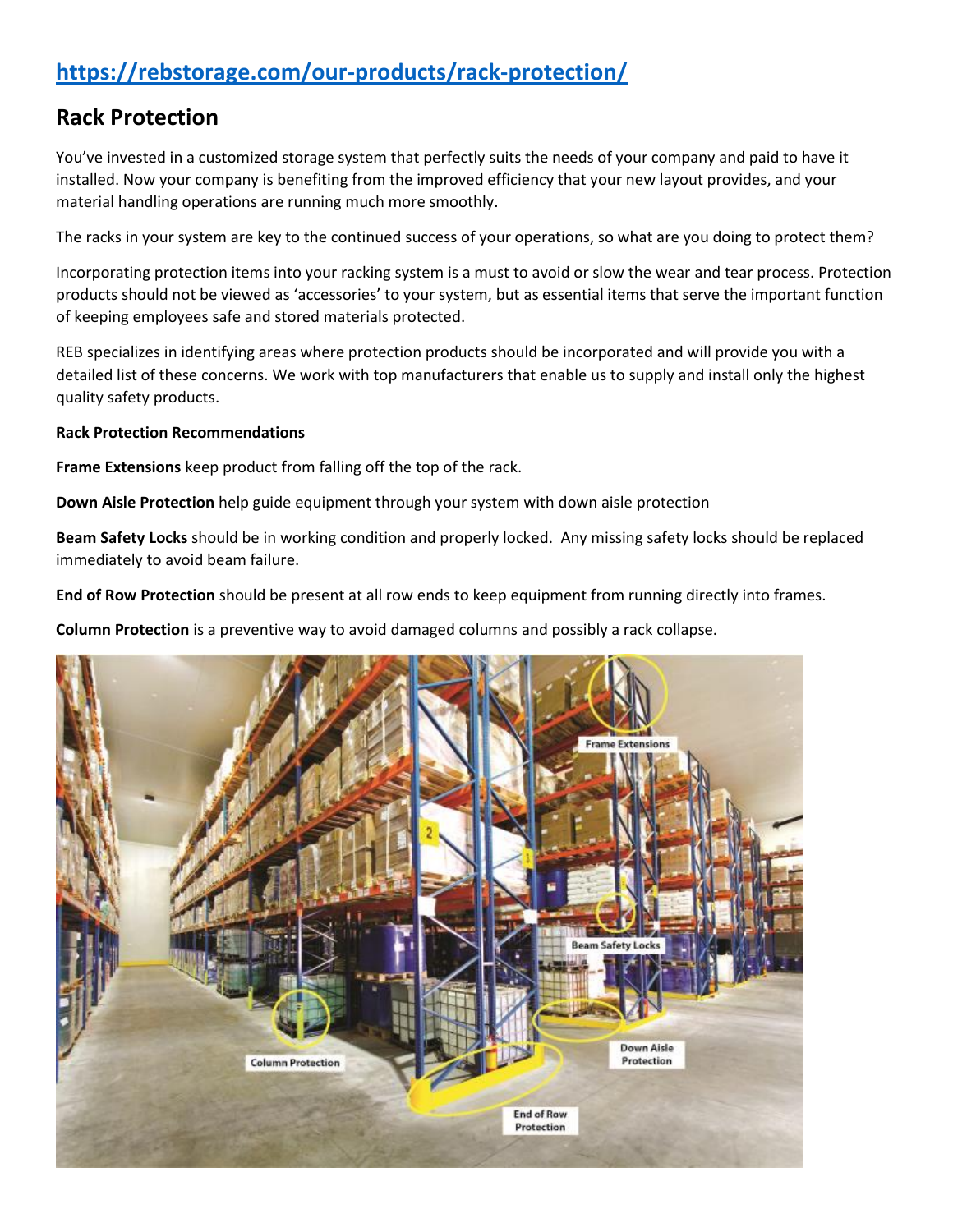[https://rebstorage.com/our-products/rack-protection/](https://rebstorage.com/our-products/rack-protection/)

## Rack Protection

You've invested in a customized storage system that perfectly suits the needs of your company and paid to have it installed. Now your company is benefiting from the improved efficiency that your new layout provides, and your material handling operations are running much more smoothly.

The racks in your system are key to the continued success of your operations, so what are you doing to protect them?

Incorporating protection items into your racking system is a must to avoid or slow the wear and tear process. Protection products should not be viewed as 'accessories' to your system, but as essential items that serve the important function of keeping employees safe and stored materials protected.

REB specializes in identifying areas where protection products should be incorporated and will provide you with a detailed list of these concerns. We work with top manufacturers that enable us to supply and install only the highest quality safety products.

**Rack Protection Recommendations**

**Frame Extensions** keep product from falling off the top of the rack.

**Down Aisle Protection** help guide equipment through your system with down aisle protection

**Beam Safety Locks** should be in working condition and properly locked. Any missing safety locks should be replaced immediately to avoid beam failure.

**End of Row Protection** should be present at all row ends to keep equipment from running directly into frames.

**Column Protection** is a preventive way to avoid damaged columns and possibly a rack collapse.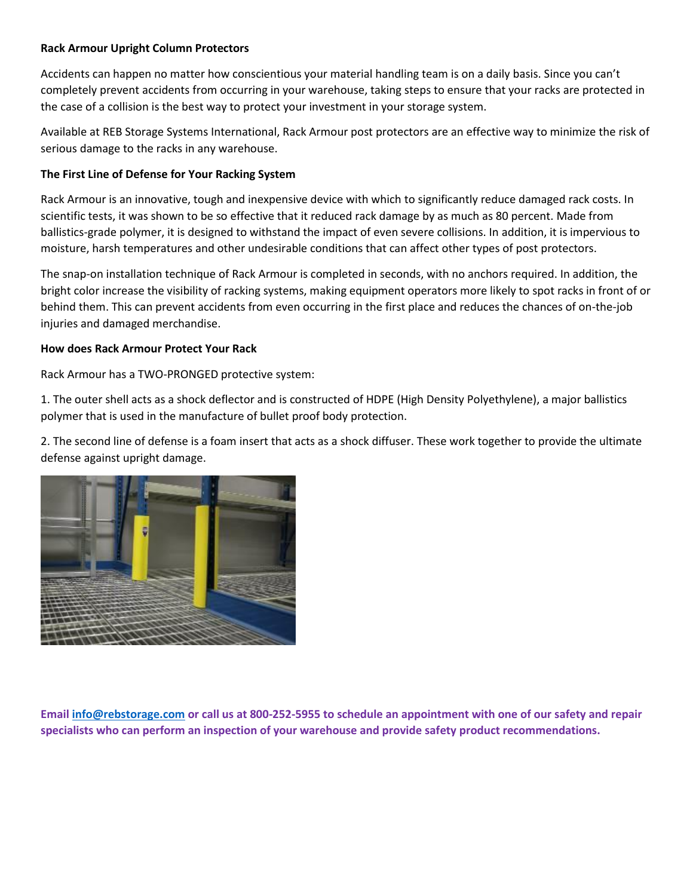**Rack Armour Upright Column Protectors**

Accidents can happen no matter how conscientious your material handling team is on a daily basis. Since you can't completely prevent accidents from occurring in your warehouse, taking steps to ensure that your racks are protected in the case of a collision is the best way to protect your investment in your storage system.

Available at REB Storage Systems International, Rack Armour post protectors are an effective way to minimize the risk of serious damage to the racks in any warehouse.

**The First Line of Defense for Your Racking System**

Rack Armour is an innovative, tough and inexpensive device with which to significantly reduce damaged rack costs. In scientific tests, it was shown to be so effective that it reduced rack damage by as much as 80 percent. Made from ballistics-grade polymer, it is designed to withstand the impact of even severe collisions. In addition, it is impervious to moisture, harsh temperatures and other undesirable conditions that can affect other types of post protectors.

The snap-on installation technique of Rack Armour is completed in seconds, with no anchors required. In addition, the bright color increase the visibility of racking systems, making equipment operators more likely to spot racks in front of or behind them. This can prevent accidents from even occurring in the first place and reduces the chances of on-the-job injuries and damaged merchandise.

**How does Rack Armour Protect Your Rack**

Rack Armour has a TWO-PRONGED protective system:

1. The outer shell acts as a shock deflector and is constructed of HDPE (High Density Polyethylene), a major ballistics polymer that is used in the manufacture of bullet proof body protection.

2. The second line of defense is a foam insert that acts as a shock diffuser. These work together to provide the ultimate defense against upright damage.

**Email [info@rebstorage.com](mailto:info@rebstorage.com) or call us at 800-252-5955 to schedule an appointment with one of our safety and repair specialists who can perform an inspection of your warehouse and provide safety product recommendations.**